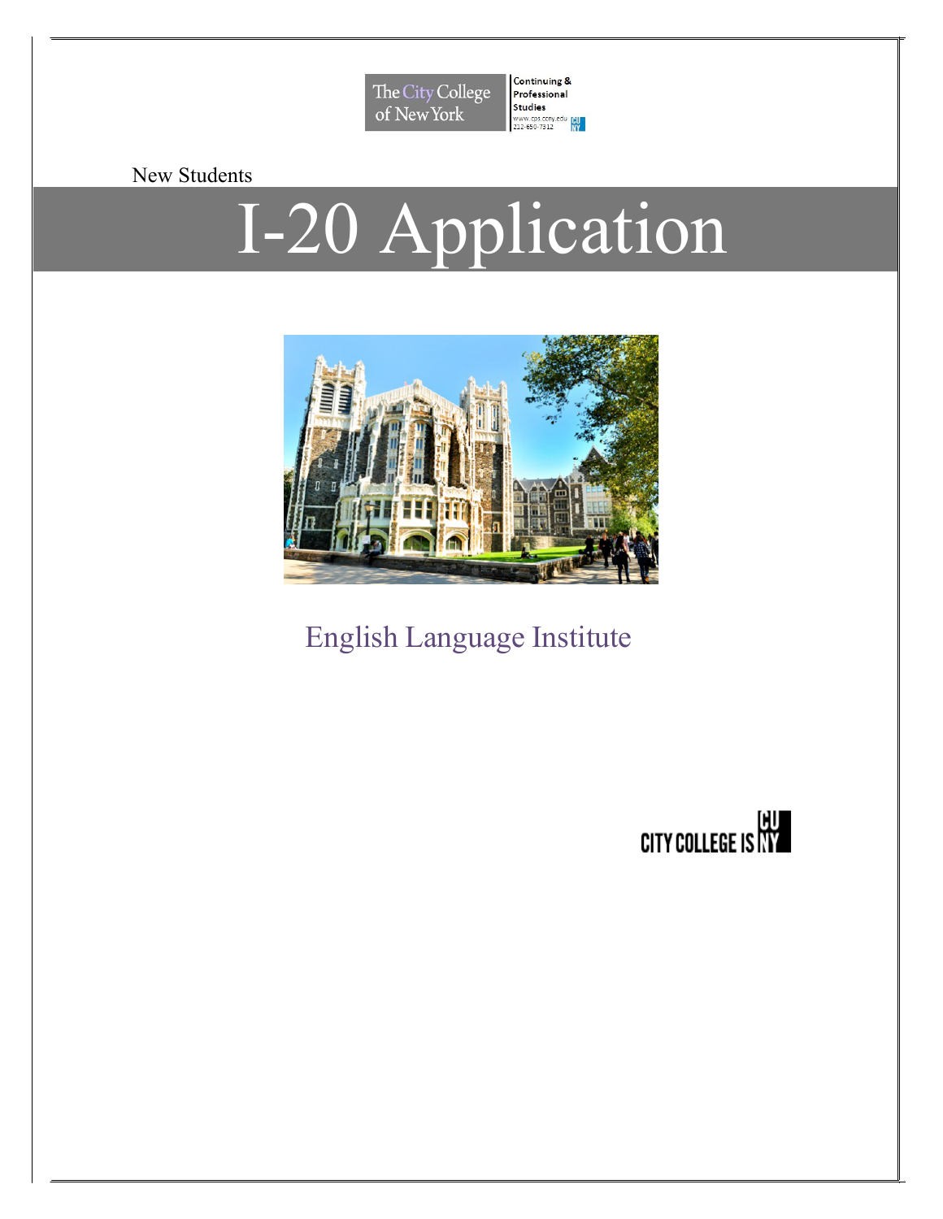The City College of New York | Continuing & Professional Studies
www.cps.ccny.edu
212-650-7312

New Students

# I-20 Application

English Language Institute

CITY COLLEGE IS CUNY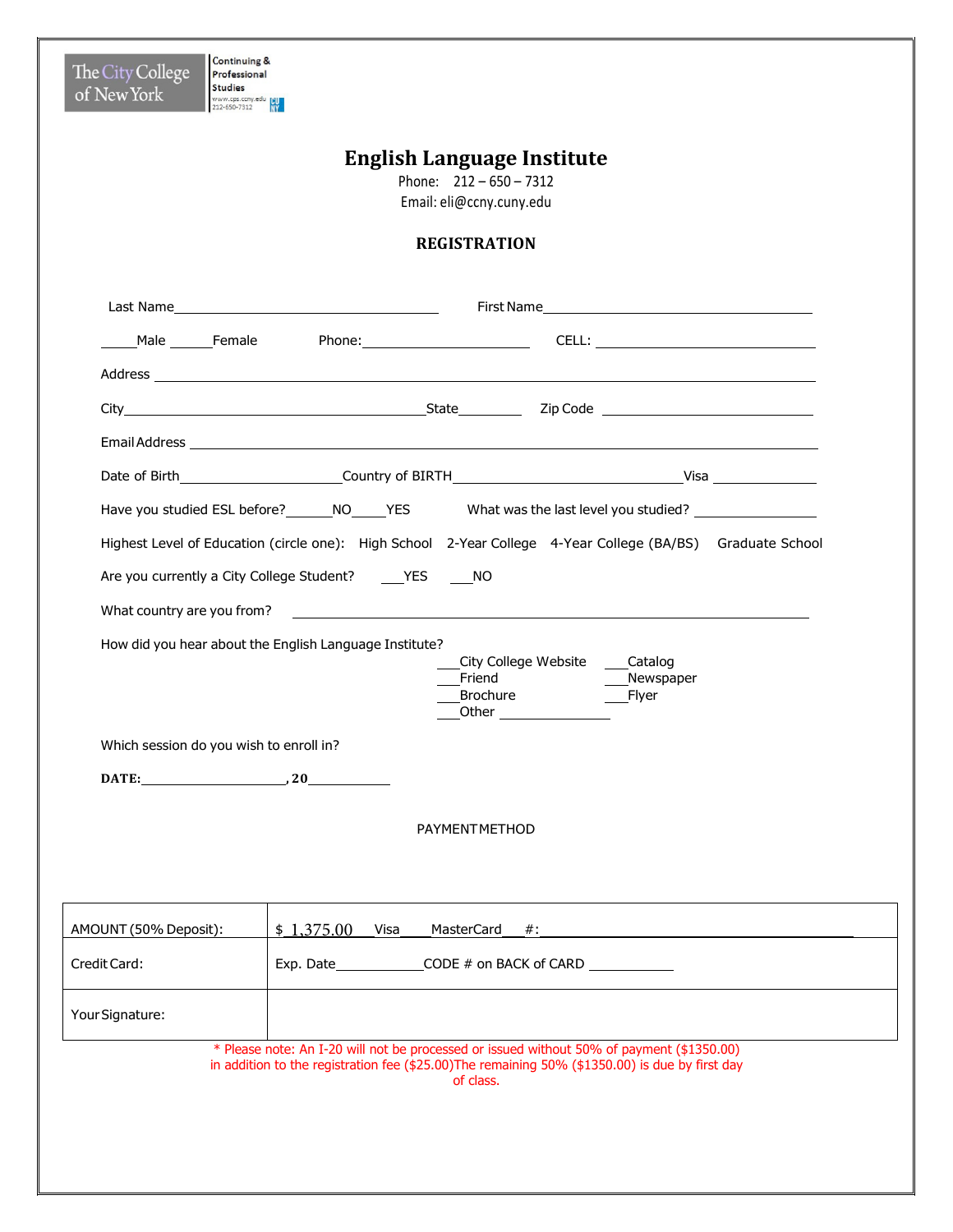The City College of New York | Continuing & Professional Studies
www.cps.ccny.edu
212-650-7312

# English Language Institute

Phone: 212 – 650 – 7312
Email: eli@ccny.cuny.edu

## REGISTRATION

Last Name________________________________ First Name________________________________

_____Male ______Female Phone:______________________ CELL: ________________________

Address ____________________________________________________________________

City____________________________________State_________ Zip Code ______________________

Email Address _______________________________________________________________

Date of Birth____________________Country of BIRTH__________________________Visa ___________

Have you studied ESL before?______NO_____YES What was the last level you studied? ______________

Highest Level of Education (circle one): High School 2-Year College 4-Year College (BA/BS) Graduate School

Are you currently a City College Student? ___YES ___NO

What country are you from? ________________________________________________________

How did you hear about the English Language Institute?

___City College Website
___Friend
___Brochure
___Other ______________
___Catalog
___Newspaper
___Flyer

Which session do you wish to enroll in?

**DATE:**____________________, **20**__________

PAYMENT METHOD

| | |
|---|---|
| AMOUNT (50% Deposit): | $ 1,375.00 ___Visa ___MasterCard ___#:________________________________ |
| Credit Card: | Exp. Date___________CODE # on BACK of CARD ___________ |
| Your Signature: | |

\* Please note: An I-20 will not be processed or issued without 50% of payment ($1350.00) in addition to the registration fee ($25.00)The remaining 50% ($1350.00) is due by first day of class.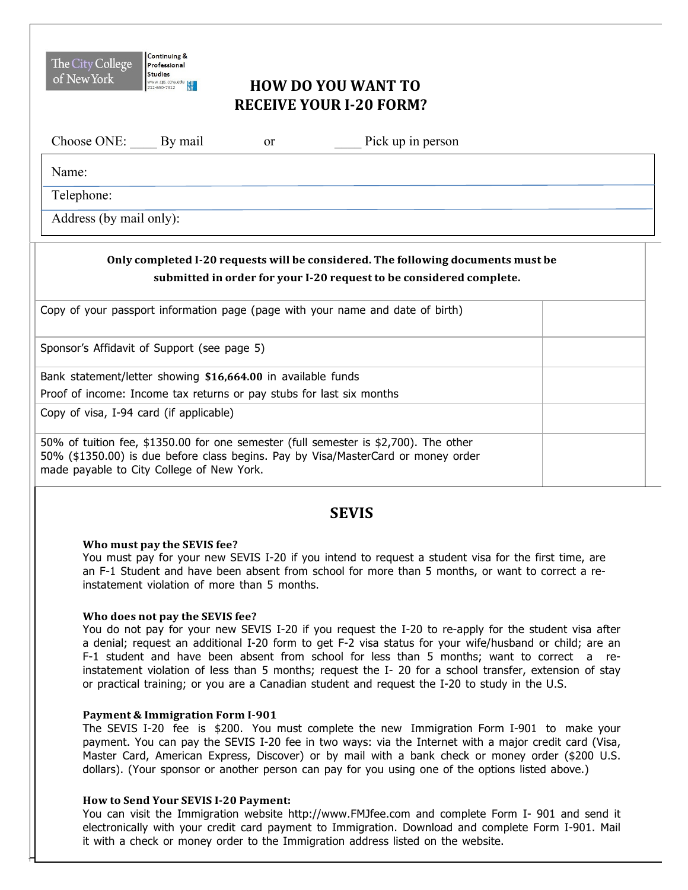The City College of New York | Continuing & Professional Studies | www.cps.ccny.edu | 212-650-7312

# HOW DO YOU WANT TO RECEIVE YOUR I-20 FORM?

Choose ONE: ____ By mail or ____ Pick up in person

| |
|---|
| Name: |
| Telephone: |
| Address (by mail only): |

**Only completed I-20 requests will be considered. The following documents must be submitted in order for your I-20 request to be considered complete.**

| Document | |
|---|---|
| Copy of your passport information page (page with your name and date of birth) | |
| Sponsor's Affidavit of Support (see page 5) | |
| Bank statement/letter showing **$16,664.00** in available funds<br>Proof of income: Income tax returns or pay stubs for last six months | |
| Copy of visa, I-94 card (if applicable) | |
| 50% of tuition fee, $1350.00 for one semester (full semester is $2,700). The other 50% ($1350.00) is due before class begins. Pay by Visa/MasterCard or money order made payable to City College of New York. | |

## SEVIS

**Who must pay the SEVIS fee?**
You must pay for your new SEVIS I-20 if you intend to request a student visa for the first time, are an F-1 Student and have been absent from school for more than 5 months, or want to correct a re-instatement violation of more than 5 months.

**Who does not pay the SEVIS fee?**
You do not pay for your new SEVIS I-20 if you request the I-20 to re-apply for the student visa after a denial; request an additional I-20 form to get F-2 visa status for your wife/husband or child; are an F-1 student and have been absent from school for less than 5 months; want to correct a re-instatement violation of less than 5 months; request the I- 20 for a school transfer, extension of stay or practical training; or you are a Canadian student and request the I-20 to study in the U.S.

**Payment & Immigration Form I-901**
The SEVIS I-20 fee is $200. You must complete the new Immigration Form I-901 to make your payment. You can pay the SEVIS I-20 fee in two ways: via the Internet with a major credit card (Visa, Master Card, American Express, Discover) or by mail with a bank check or money order ($200 U.S. dollars). (Your sponsor or another person can pay for you using one of the options listed above.)

**How to Send Your SEVIS I-20 Payment:**
You can visit the Immigration website http://www.FMJfee.com and complete Form I- 901 and send it electronically with your credit card payment to Immigration. Download and complete Form I-901. Mail it with a check or money order to the Immigration address listed on the website.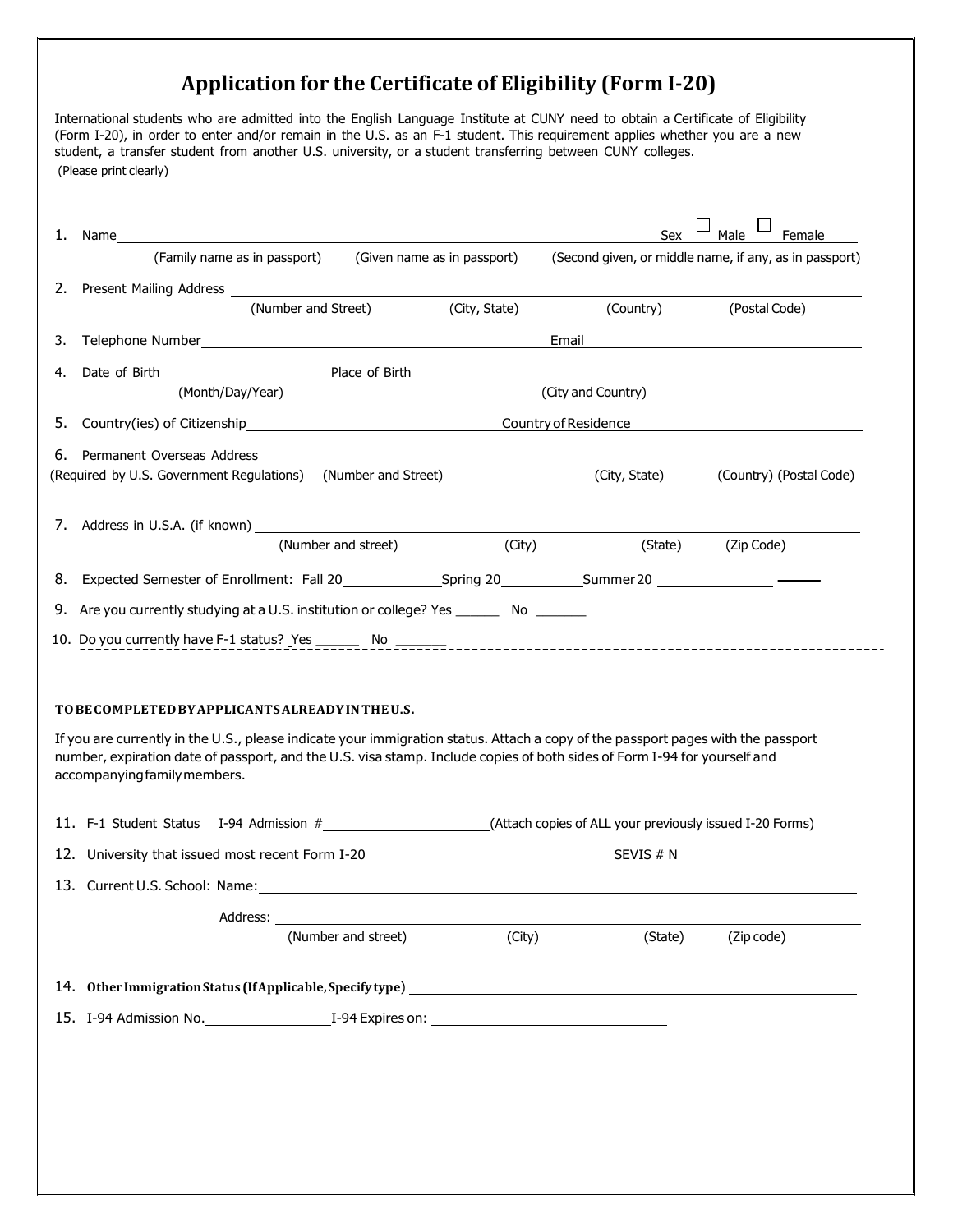# Application for the Certificate of Eligibility (Form I-20)

International students who are admitted into the English Language Institute at CUNY need to obtain a Certificate of Eligibility (Form I-20), in order to enter and/or remain in the U.S. as an F-1 student. This requirement applies whether you are a new student, a transfer student from another U.S. university, or a student transferring between CUNY colleges.

(Please print clearly)

1. Name ______________________________________________ Sex ☐ Male ☐ Female

   (Family name as in passport) (Given name as in passport) (Second given, or middle name, if any, as in passport)

2. Present Mailing Address ______________________________________________

   (Number and Street) (City, State) (Country) (Postal Code)

3. Telephone Number ______________________ Email ______________________

4. Date of Birth ______________ Place of Birth ______________________

   (Month/Day/Year) (City and Country)

5. Country(ies) of Citizenship ______________________ Country of Residence ______________________

6. Permanent Overseas Address ______________________________________________

   (Required by U.S. Government Regulations) (Number and Street) (City, State) (Country) (Postal Code)

7. Address in U.S.A. (if known) ______________________________________________

   (Number and street) (City) (State) (Zip Code)

8. Expected Semester of Enrollment: Fall 20________ Spring 20________ Summer 20________

9. Are you currently studying at a U.S. institution or college? Yes ______ No _______

10. Do you currently have F-1 status? Yes ______ No _______

---

**TO BE COMPLETED BY APPLICANTS ALREADY IN THE U.S.**

If you are currently in the U.S., please indicate your immigration status. Attach a copy of the passport pages with the passport number, expiration date of passport, and the U.S. visa stamp. Include copies of both sides of Form I-94 for yourself and accompanying family members.

11. F-1 Student Status I-94 Admission # ______________________ (Attach copies of ALL your previously issued I-20 Forms)

12. University that issued most recent Form I-20 ______________________ SEVIS # N ______________________

13. Current U.S. School: Name: ______________________________________________

    Address: ______________________________________________

    (Number and street) (City) (State) (Zip code)

14. **Other Immigration Status (If Applicable, Specify type)** ______________________________________________

15. I-94 Admission No. ______________ I-94 Expires on: ______________________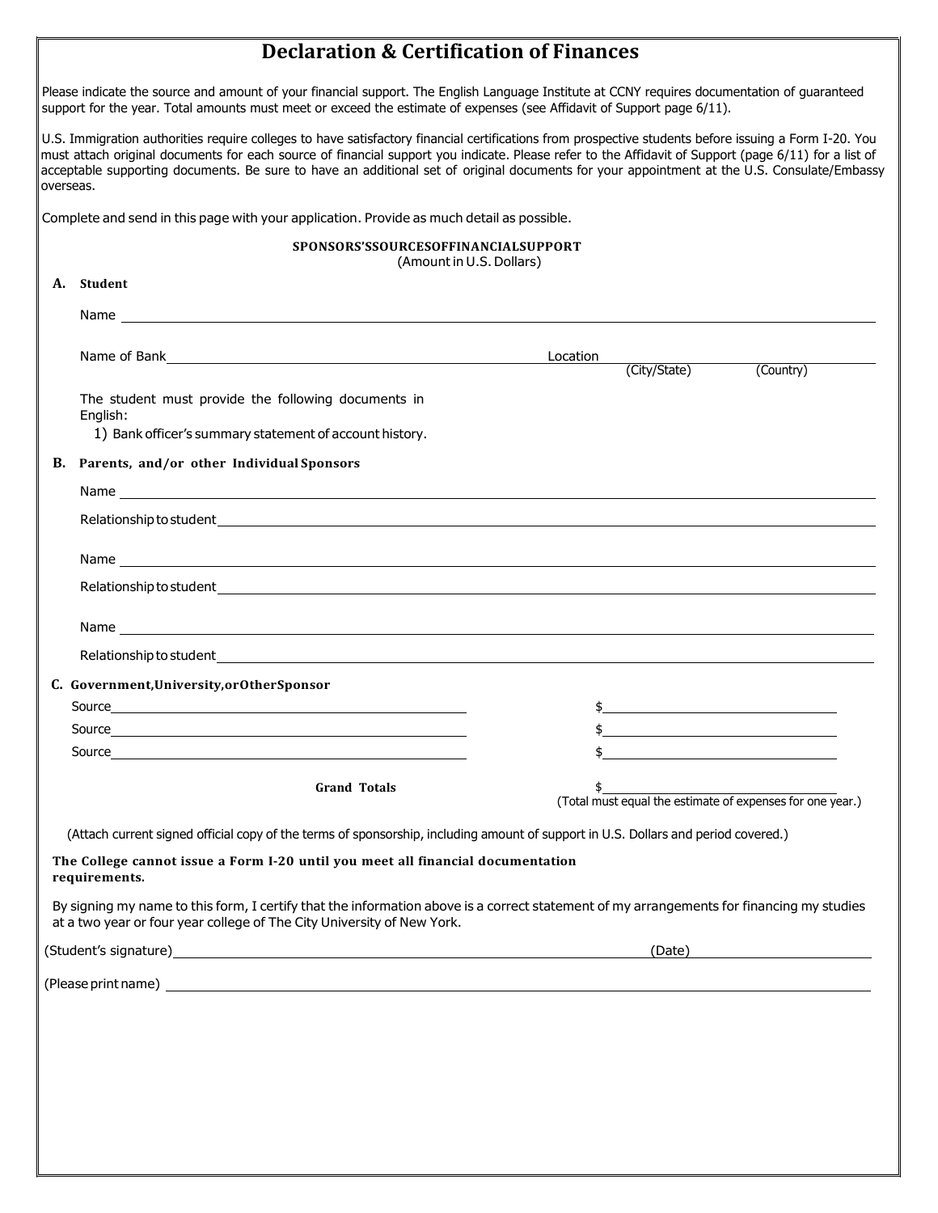# Declaration & Certification of Finances

Please indicate the source and amount of your financial support. The English Language Institute at CCNY requires documentation of guaranteed support for the year. Total amounts must meet or exceed the estimate of expenses (see Affidavit of Support page 6/11).

U.S. Immigration authorities require colleges to have satisfactory financial certifications from prospective students before issuing a Form I-20. You must attach original documents for each source of financial support you indicate. Please refer to the Affidavit of Support (page 6/11) for a list of acceptable supporting documents. Be sure to have an additional set of original documents for your appointment at the U.S. Consulate/Embassy overseas.

Complete and send in this page with your application. Provide as much detail as possible.

**SPONSORS'SSOURCESOFFINANCIALSUPPORT**
(Amount in U.S. Dollars)

**A. Student**

Name ____________________________________________

Name of Bank ______________________ Location ______________________
(City/State) (Country)

The student must provide the following documents in English:

1) Bank officer's summary statement of account history.

**B. Parents, and/or other Individual Sponsors**

Name ____________________________________________

Relationship to student ____________________________________________

Name ____________________________________________

Relationship to student ____________________________________________

Name ____________________________________________

Relationship to student ____________________________________________

**C. Government,University,orOtherSponsor**

Source ______________________ $______________________

Source ______________________ $______________________

Source ______________________ $______________________

**Grand Totals** $______________________
(Total must equal the estimate of expenses for one year.)

(Attach current signed official copy of the terms of sponsorship, including amount of support in U.S. Dollars and period covered.)

**The College cannot issue a Form I-20 until you meet all financial documentation requirements.**

By signing my name to this form, I certify that the information above is a correct statement of my arrangements for financing my studies at a two year or four year college of The City University of New York.

(Student's signature) ______________________ (Date) ______________________

(Please print name) ____________________________________________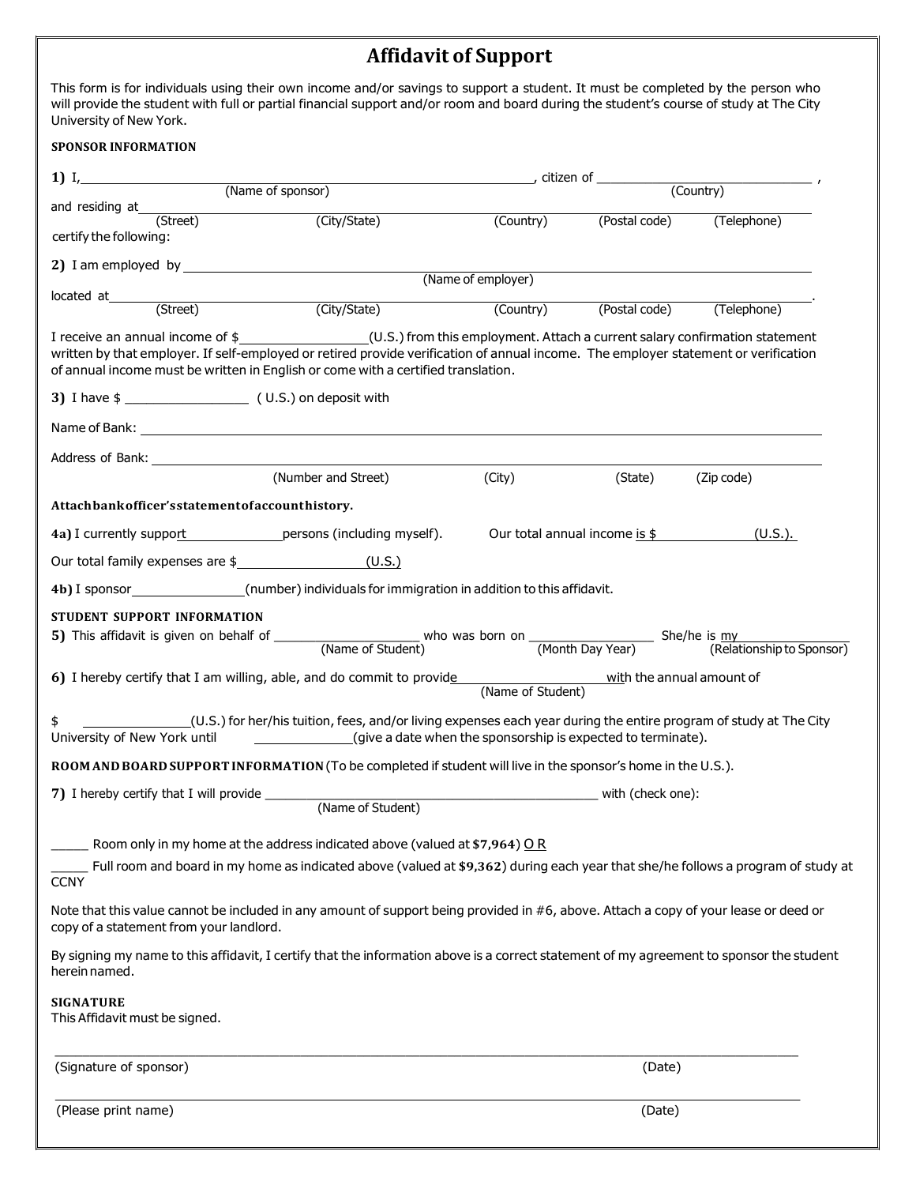# Affidavit of Support

This form is for individuals using their own income and/or savings to support a student. It must be completed by the person who will provide the student with full or partial financial support and/or room and board during the student's course of study at The City University of New York.

**SPONSOR INFORMATION**

**1)** I, ______________________________ (Name of sponsor), citizen of ______________________ (Country),

and residing at ______________________________
(Street) (City/State) (Country) (Postal code) (Telephone)

certify the following:

**2)** I am employed by ______________________________ (Name of employer)

located at ______________________________.
(Street) (City/State) (Country) (Postal code) (Telephone)

I receive an annual income of $______________(U.S.) from this employment. Attach a current salary confirmation statement written by that employer. If self-employed or retired provide verification of annual income. The employer statement or verification of annual income must be written in English or come with a certified translation.

**3)** I have $ ______________ ( U.S.) on deposit with

Name of Bank: ______________________________

Address of Bank: ______________________________
(Number and Street) (City) (State) (Zip code)

**Attach bank officer's statement of account history.**

**4a)** I currently support __________ persons (including myself). Our total annual income is $ __________ (U.S.).

Our total family expenses are $ ______________ (U.S.)

**4b)** I sponsor __________ (number) individuals for immigration in addition to this affidavit.

**STUDENT SUPPORT INFORMATION**

**5)** This affidavit is given on behalf of ________________ (Name of Student) who was born on ______________ (Month Day Year) She/he is my ______________ (Relationship to Sponsor)

**6)** I hereby certify that I am willing, able, and do commit to provide ________________ (Name of Student) with the annual amount of

$ ____________(U.S.) for her/his tuition, fees, and/or living expenses each year during the entire program of study at The City University of New York until ____________(give a date when the sponsorship is expected to terminate).

**ROOM AND BOARD SUPPORT INFORMATION** (To be completed if student will live in the sponsor's home in the U.S.).

**7)** I hereby certify that I will provide ______________________________ (Name of Student) with (check one):

_____ Room only in my home at the address indicated above (valued at **$7,964**) O R

_____ Full room and board in my home as indicated above (valued at **$9,362**) during each year that she/he follows a program of study at CCNY

Note that this value cannot be included in any amount of support being provided in #6, above. Attach a copy of your lease or deed or copy of a statement from your landlord.

By signing my name to this affidavit, I certify that the information above is a correct statement of my agreement to sponsor the student herein named.

**SIGNATURE**

This Affidavit must be signed.

______________________________
(Signature of sponsor) (Date)

______________________________
(Please print name) (Date)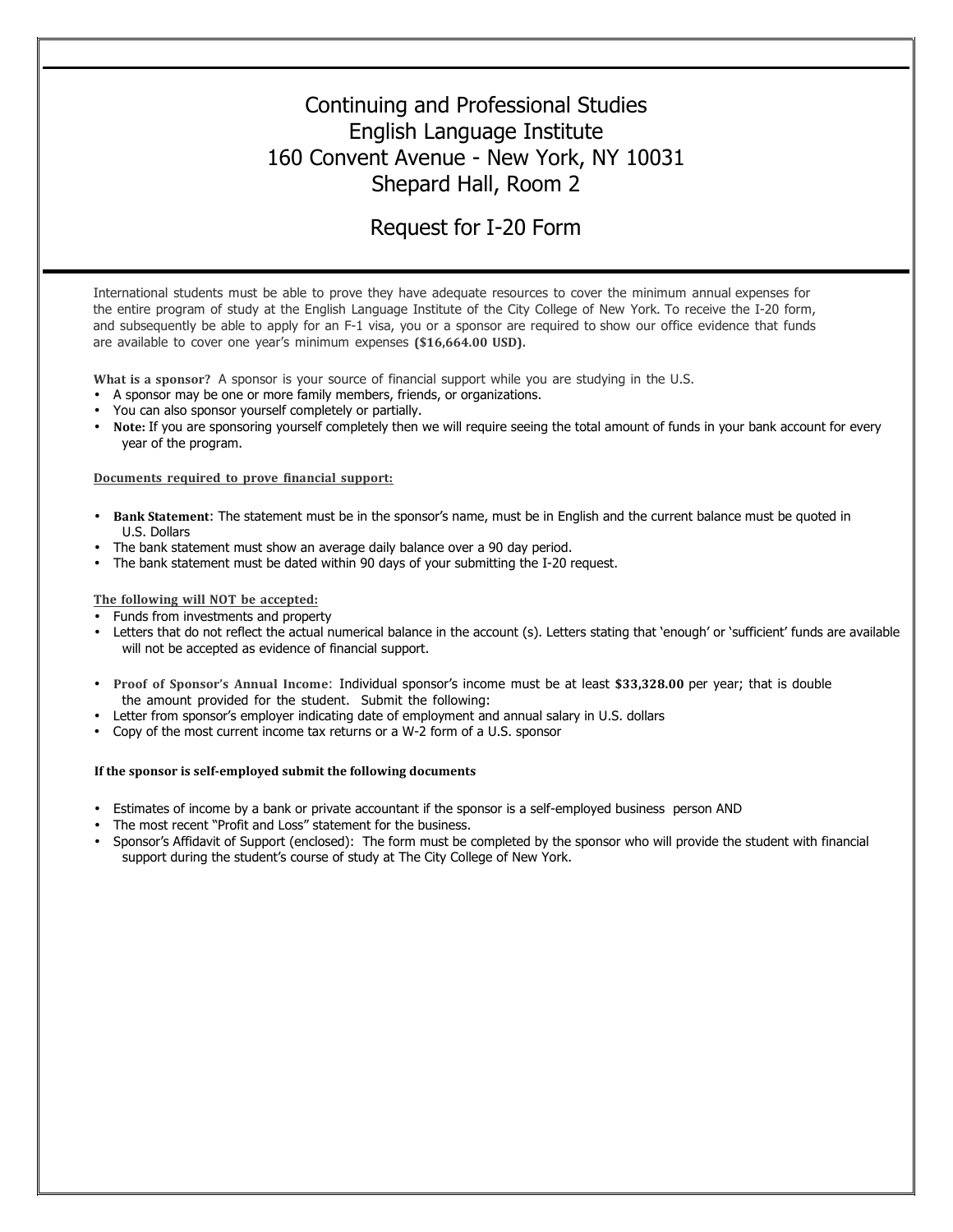# Continuing and Professional Studies
# English Language Institute
# 160 Convent Avenue - New York, NY 10031
# Shepard Hall, Room 2

## Request for I-20 Form

International students must be able to prove they have adequate resources to cover the minimum annual expenses for the entire program of study at the English Language Institute of the City College of New York. To receive the I-20 form, and subsequently be able to apply for an F-1 visa, you or a sponsor are required to show our office evidence that funds are available to cover one year's minimum expenses **($16,664.00 USD)**.

**What is a sponsor?** A sponsor is your source of financial support while you are studying in the U.S.

- A sponsor may be one or more family members, friends, or organizations.
- You can also sponsor yourself completely or partially.
- **Note:** If you are sponsoring yourself completely then we will require seeing the total amount of funds in your bank account for every year of the program.

**Documents required to prove financial support:**

- **Bank Statement**: The statement must be in the sponsor's name, must be in English and the current balance must be quoted in U.S. Dollars
- The bank statement must show an average daily balance over a 90 day period.
- The bank statement must be dated within 90 days of your submitting the I-20 request.

**The following will NOT be accepted:**

- Funds from investments and property
- Letters that do not reflect the actual numerical balance in the account (s). Letters stating that 'enough' or 'sufficient' funds are available will not be accepted as evidence of financial support.

- **Proof of Sponsor's Annual Income**: Individual sponsor's income must be at least **$33,328.00** per year; that is double the amount provided for the student. Submit the following:
- Letter from sponsor's employer indicating date of employment and annual salary in U.S. dollars
- Copy of the most current income tax returns or a W-2 form of a U.S. sponsor

**If the sponsor is self-employed submit the following documents**

- Estimates of income by a bank or private accountant if the sponsor is a self-employed business person AND
- The most recent "Profit and Loss" statement for the business.
- Sponsor's Affidavit of Support (enclosed): The form must be completed by the sponsor who will provide the student with financial support during the student's course of study at The City College of New York.